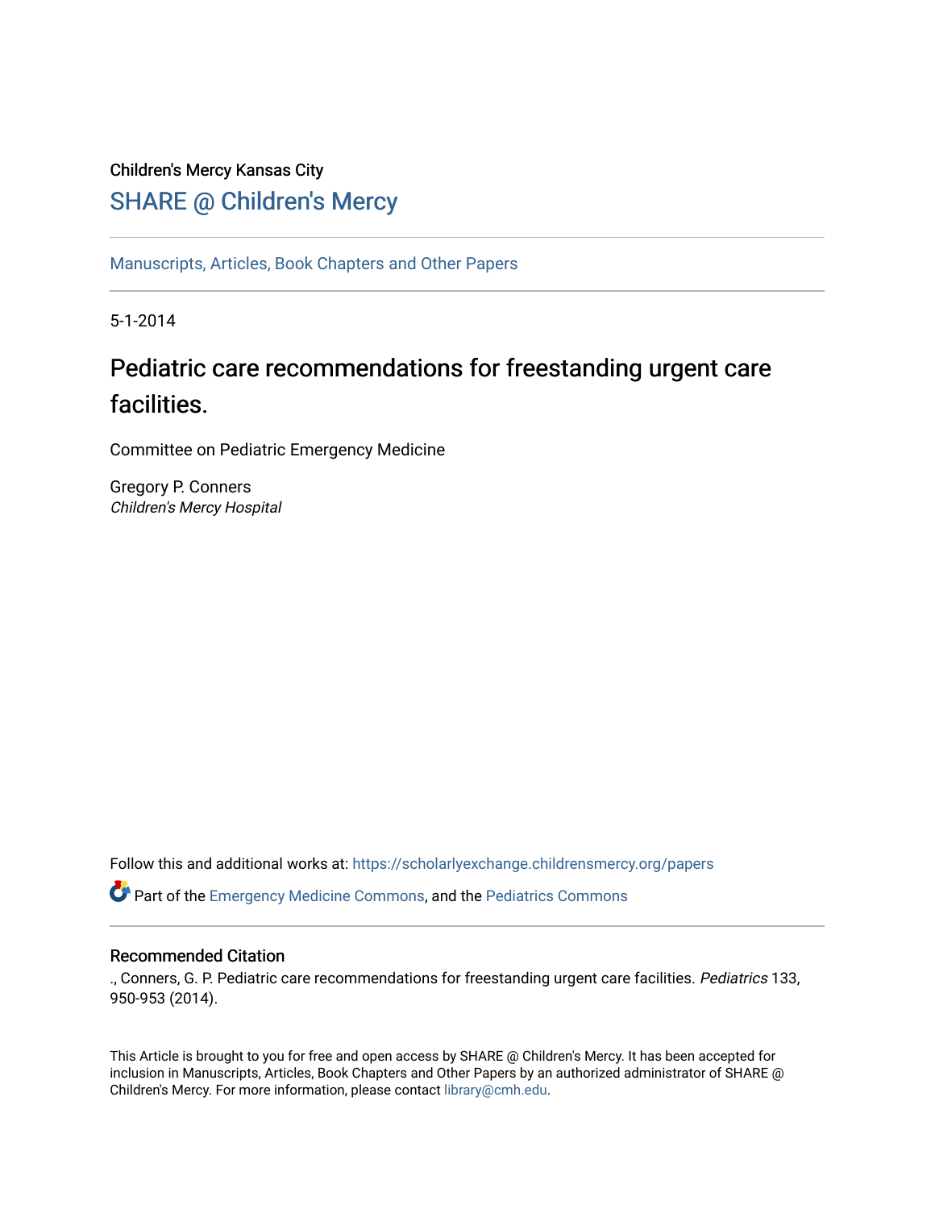Children's Mercy Kansas City

## SHARE @ Children's Mercy

Manuscripts, Articles, Book Chapters and Other Papers

5-1-2014

# Pediatric care recommendations for freestanding urgent care facilities.

Committee on Pediatric Emergency Medicine

Gregory P. Conners
*Children's Mercy Hospital*

Follow this and additional works at: https://scholarlyexchange.childrensmercy.org/papers

Part of the Emergency Medicine Commons, and the Pediatrics Commons

### Recommended Citation

., Conners, G. P. Pediatric care recommendations for freestanding urgent care facilities. *Pediatrics* 133, 950-953 (2014).

This Article is brought to you for free and open access by SHARE @ Children's Mercy. It has been accepted for inclusion in Manuscripts, Articles, Book Chapters and Other Papers by an authorized administrator of SHARE @ Children's Mercy. For more information, please contact library@cmh.edu.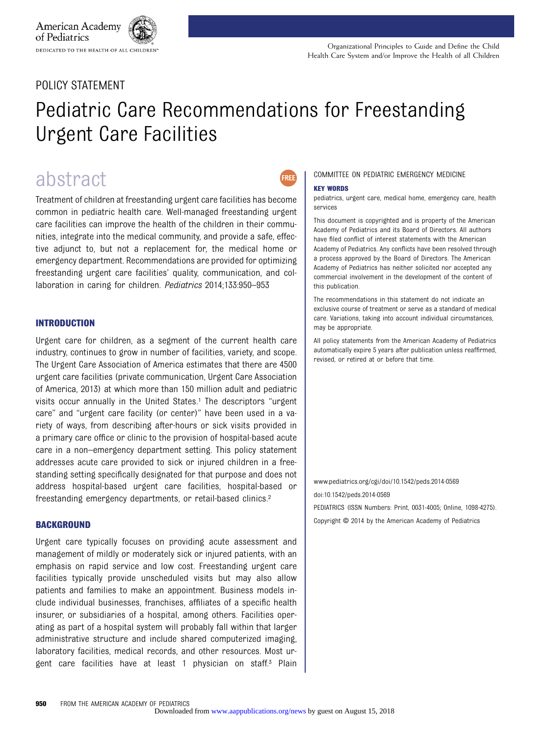POLICY STATEMENT

# Pediatric Care Recommendations for Freestanding Urgent Care Facilities

## abstract

Treatment of children at freestanding urgent care facilities has become common in pediatric health care. Well-managed freestanding urgent care facilities can improve the health of the children in their communities, integrate into the medical community, and provide a safe, effective adjunct to, but not a replacement for, the medical home or emergency department. Recommendations are provided for optimizing freestanding urgent care facilities' quality, communication, and collaboration in caring for children. *Pediatrics* 2014;133:950–953

COMMITTEE ON PEDIATRIC EMERGENCY MEDICINE

**KEY WORDS**

pediatrics, urgent care, medical home, emergency care, health services

This document is copyrighted and is property of the American Academy of Pediatrics and its Board of Directors. All authors have filed conflict of interest statements with the American Academy of Pediatrics. Any conflicts have been resolved through a process approved by the Board of Directors. The American Academy of Pediatrics has neither solicited nor accepted any commercial involvement in the development of the content of this publication.

The recommendations in this statement do not indicate an exclusive course of treatment or serve as a standard of medical care. Variations, taking into account individual circumstances, may be appropriate.

All policy statements from the American Academy of Pediatrics automatically expire 5 years after publication unless reaffirmed, revised, or retired at or before that time.

www.pediatrics.org/cgi/doi/10.1542/peds.2014-0569

doi:10.1542/peds.2014-0569

PEDIATRICS (ISSN Numbers: Print, 0031-4005; Online, 1098-4275).

Copyright © 2014 by the American Academy of Pediatrics

## INTRODUCTION

Urgent care for children, as a segment of the current health care industry, continues to grow in number of facilities, variety, and scope. The Urgent Care Association of America estimates that there are 4500 urgent care facilities (private communication, Urgent Care Association of America, 2013) at which more than 150 million adult and pediatric visits occur annually in the United States.[1] The descriptors "urgent care" and "urgent care facility (or center)" have been used in a variety of ways, from describing after-hours or sick visits provided in a primary care office or clinic to the provision of hospital-based acute care in a non–emergency department setting. This policy statement addresses acute care provided to sick or injured children in a freestanding setting specifically designated for that purpose and does not address hospital-based urgent care facilities, hospital-based or freestanding emergency departments, or retail-based clinics.[2]

## BACKGROUND

Urgent care typically focuses on providing acute assessment and management of mildly or moderately sick or injured patients, with an emphasis on rapid service and low cost. Freestanding urgent care facilities typically provide unscheduled visits but may also allow patients and families to make an appointment. Business models include individual businesses, franchises, affiliates of a specific health insurer, or subsidiaries of a hospital, among others. Facilities operating as part of a hospital system will probably fall within that larger administrative structure and include shared computerized imaging, laboratory facilities, medical records, and other resources. Most urgent care facilities have at least 1 physician on staff.[3] Plain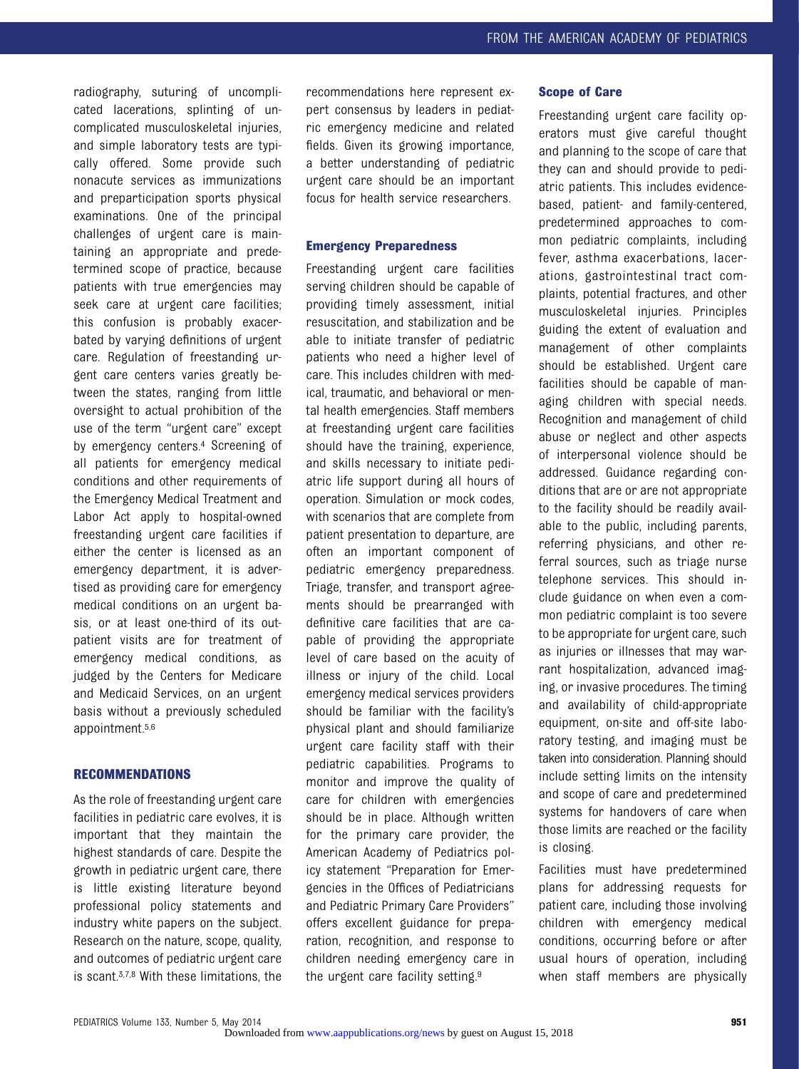radiography, suturing of uncomplicated lacerations, splinting of uncomplicated musculoskeletal injuries, and simple laboratory tests are typically offered. Some provide such nonacute services as immunizations and preparticipation sports physical examinations. One of the principal challenges of urgent care is maintaining an appropriate and predetermined scope of practice, because patients with true emergencies may seek care at urgent care facilities; this confusion is probably exacerbated by varying definitions of urgent care. Regulation of freestanding urgent care centers varies greatly between the states, ranging from little oversight to actual prohibition of the use of the term "urgent care" except by emergency centers.[4] Screening of all patients for emergency medical conditions and other requirements of the Emergency Medical Treatment and Labor Act apply to hospital-owned freestanding urgent care facilities if either the center is licensed as an emergency department, it is advertised as providing care for emergency medical conditions on an urgent basis, or at least one-third of its outpatient visits are for treatment of emergency medical conditions, as judged by the Centers for Medicare and Medicaid Services, on an urgent basis without a previously scheduled appointment.[5,6]

## RECOMMENDATIONS

As the role of freestanding urgent care facilities in pediatric care evolves, it is important that they maintain the highest standards of care. Despite the growth in pediatric urgent care, there is little existing literature beyond professional policy statements and industry white papers on the subject. Research on the nature, scope, quality, and outcomes of pediatric urgent care is scant.[3,7,8] With these limitations, the recommendations here represent expert consensus by leaders in pediatric emergency medicine and related fields. Given its growing importance, a better understanding of pediatric urgent care should be an important focus for health service researchers.

### Emergency Preparedness

Freestanding urgent care facilities serving children should be capable of providing timely assessment, initial resuscitation, and stabilization and be able to initiate transfer of pediatric patients who need a higher level of care. This includes children with medical, traumatic, and behavioral or mental health emergencies. Staff members at freestanding urgent care facilities should have the training, experience, and skills necessary to initiate pediatric life support during all hours of operation. Simulation or mock codes, with scenarios that are complete from patient presentation to departure, are often an important component of pediatric emergency preparedness. Triage, transfer, and transport agreements should be prearranged with definitive care facilities that are capable of providing the appropriate level of care based on the acuity of illness or injury of the child. Local emergency medical services providers should be familiar with the facility's physical plant and should familiarize urgent care facility staff with their pediatric capabilities. Programs to monitor and improve the quality of care for children with emergencies should be in place. Although written for the primary care provider, the American Academy of Pediatrics policy statement "Preparation for Emergencies in the Offices of Pediatricians and Pediatric Primary Care Providers" offers excellent guidance for preparation, recognition, and response to children needing emergency care in the urgent care facility setting.[9]

### Scope of Care

Freestanding urgent care facility operators must give careful thought and planning to the scope of care that they can and should provide to pediatric patients. This includes evidence-based, patient- and family-centered, predetermined approaches to common pediatric complaints, including fever, asthma exacerbations, lacerations, gastrointestinal tract complaints, potential fractures, and other musculoskeletal injuries. Principles guiding the extent of evaluation and management of other complaints should be established. Urgent care facilities should be capable of managing children with special needs. Recognition and management of child abuse or neglect and other aspects of interpersonal violence should be addressed. Guidance regarding conditions that are or are not appropriate to the facility should be readily available to the public, including parents, referring physicians, and other referral sources, such as triage nurse telephone services. This should include guidance on when even a common pediatric complaint is too severe to be appropriate for urgent care, such as injuries or illnesses that may warrant hospitalization, advanced imaging, or invasive procedures. The timing and availability of child-appropriate equipment, on-site and off-site laboratory testing, and imaging must be taken into consideration. Planning should include setting limits on the intensity and scope of care and predetermined systems for handovers of care when those limits are reached or the facility is closing.

Facilities must have predetermined plans for addressing requests for patient care, including those involving children with emergency medical conditions, occurring before or after usual hours of operation, including when staff members are physically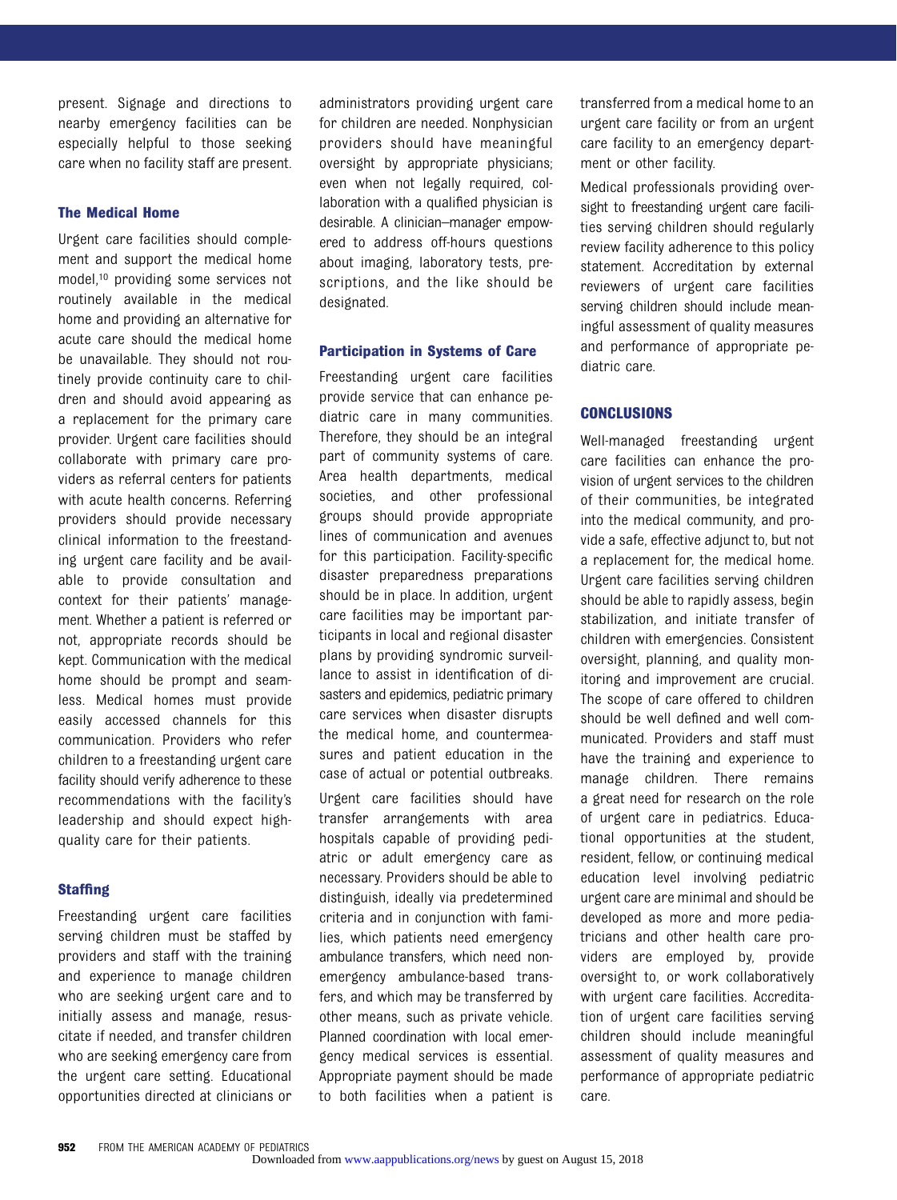present. Signage and directions to nearby emergency facilities can be especially helpful to those seeking care when no facility staff are present.

## The Medical Home

Urgent care facilities should complement and support the medical home model,[10] providing some services not routinely available in the medical home and providing an alternative for acute care should the medical home be unavailable. They should not routinely provide continuity care to children and should avoid appearing as a replacement for the primary care provider. Urgent care facilities should collaborate with primary care providers as referral centers for patients with acute health concerns. Referring providers should provide necessary clinical information to the freestanding urgent care facility and be available to provide consultation and context for their patients' management. Whether a patient is referred or not, appropriate records should be kept. Communication with the medical home should be prompt and seamless. Medical homes must provide easily accessed channels for this communication. Providers who refer children to a freestanding urgent care facility should verify adherence to these recommendations with the facility's leadership and should expect high-quality care for their patients.

## Staffing

Freestanding urgent care facilities serving children must be staffed by providers and staff with the training and experience to manage children who are seeking urgent care and to initially assess and manage, resuscitate if needed, and transfer children who are seeking emergency care from the urgent care setting. Educational opportunities directed at clinicians or administrators providing urgent care for children are needed. Nonphysician providers should have meaningful oversight by appropriate physicians; even when not legally required, collaboration with a qualified physician is desirable. A clinician–manager empowered to address off-hours questions about imaging, laboratory tests, prescriptions, and the like should be designated.

## Participation in Systems of Care

Freestanding urgent care facilities provide service that can enhance pediatric care in many communities. Therefore, they should be an integral part of community systems of care. Area health departments, medical societies, and other professional groups should provide appropriate lines of communication and avenues for this participation. Facility-specific disaster preparedness preparations should be in place. In addition, urgent care facilities may be important participants in local and regional disaster plans by providing syndromic surveillance to assist in identification of disasters and epidemics, pediatric primary care services when disaster disrupts the medical home, and countermeasures and patient education in the case of actual or potential outbreaks.

Urgent care facilities should have transfer arrangements with area hospitals capable of providing pediatric or adult emergency care as necessary. Providers should be able to distinguish, ideally via predetermined criteria and in conjunction with families, which patients need emergency ambulance transfers, which need nonemergency ambulance-based transfers, and which may be transferred by other means, such as private vehicle. Planned coordination with local emergency medical services is essential. Appropriate payment should be made to both facilities when a patient is transferred from a medical home to an urgent care facility or from an urgent care facility to an emergency department or other facility.

Medical professionals providing oversight to freestanding urgent care facilities serving children should regularly review facility adherence to this policy statement. Accreditation by external reviewers of urgent care facilities serving children should include meaningful assessment of quality measures and performance of appropriate pediatric care.

## CONCLUSIONS

Well-managed freestanding urgent care facilities can enhance the provision of urgent services to the children of their communities, be integrated into the medical community, and provide a safe, effective adjunct to, but not a replacement for, the medical home. Urgent care facilities serving children should be able to rapidly assess, begin stabilization, and initiate transfer of children with emergencies. Consistent oversight, planning, and quality monitoring and improvement are crucial. The scope of care offered to children should be well defined and well communicated. Providers and staff must have the training and experience to manage children. There remains a great need for research on the role of urgent care in pediatrics. Educational opportunities at the student, resident, fellow, or continuing medical education level involving pediatric urgent care are minimal and should be developed as more and more pediatricians and other health care providers are employed by, provide oversight to, or work collaboratively with urgent care facilities. Accreditation of urgent care facilities serving children should include meaningful assessment of quality measures and performance of appropriate pediatric care.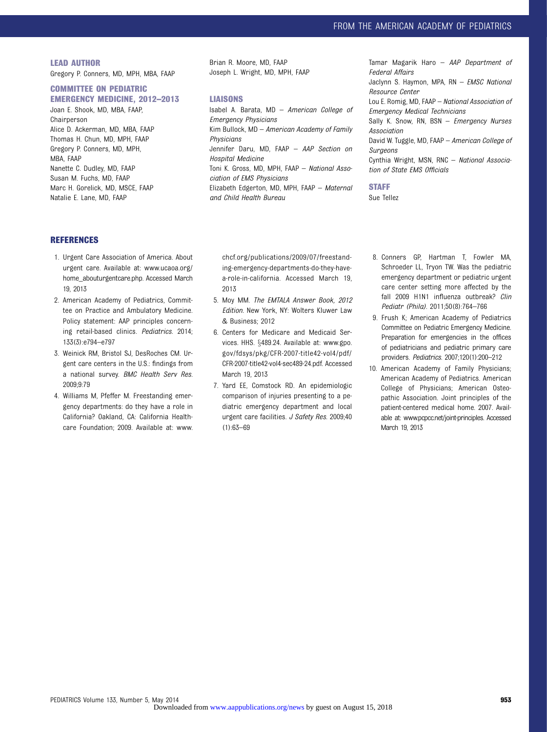### LEAD AUTHOR

Gregory P. Conners, MD, MPH, MBA, FAAP

### COMMITTEE ON PEDIATRIC EMERGENCY MEDICINE, 2012–2013

Joan E. Shook, MD, MBA, FAAP, Chairperson
Alice D. Ackerman, MD, MBA, FAAP
Thomas H. Chun, MD, MPH, FAAP
Gregory P. Conners, MD, MPH, MBA, FAAP
Nanette C. Dudley, MD, FAAP
Susan M. Fuchs, MD, FAAP
Marc H. Gorelick, MD, MSCE, FAAP
Natalie E. Lane, MD, FAAP
Brian R. Moore, MD, FAAP
Joseph L. Wright, MD, MPH, FAAP

### LIAISONS

Isabel A. Barata, MD – *American College of Emergency Physicians*
Kim Bullock, MD – *American Academy of Family Physicians*
Jennifer Daru, MD, FAAP – *AAP Section on Hospital Medicine*
Toni K. Gross, MD, MPH, FAAP – *National Association of EMS Physicians*
Elizabeth Edgerton, MD, MPH, FAAP – *Maternal and Child Health Bureau*
Tamar Magarik Haro – *AAP Department of Federal Affairs*
Jaclynn S. Haymon, MPA, RN – *EMSC National Resource Center*
Lou E. Romig, MD, FAAP – *National Association of Emergency Medical Technicians*
Sally K. Snow, RN, BSN – *Emergency Nurses Association*
David W. Tuggle, MD, FAAP – *American College of Surgeons*
Cynthia Wright, MSN, RNC – *National Association of State EMS Officials*

### STAFF

Sue Tellez

## REFERENCES

1. Urgent Care Association of America. About urgent care. Available at: www.ucaoa.org/home_abouturgentcare.php. Accessed March 19, 2013
2. American Academy of Pediatrics, Committee on Practice and Ambulatory Medicine. Policy statement: AAP principles concerning retail-based clinics. *Pediatrics*. 2014;133(3):e794–e797
3. Weinick RM, Bristol SJ, DesRoches CM. Urgent care centers in the U.S.: findings from a national survey. *BMC Health Serv Res*. 2009;9:79
4. Williams M, Pfeffer M. Freestanding emergency departments: do they have a role in California? Oakland, CA: California Healthcare Foundation; 2009. Available at: www.chcf.org/publications/2009/07/freestanding-emergency-departments-do-they-have-a-role-in-california. Accessed March 19, 2013
5. Moy MM. *The EMTALA Answer Book, 2012 Edition*. New York, NY: Wolters Kluwer Law & Business; 2012
6. Centers for Medicare and Medicaid Services. HHS. §489.24. Available at: www.gpo.gov/fdsys/pkg/CFR-2007-title42-vol4/pdf/CFR-2007-title42-vol4-sec489-24.pdf. Accessed March 19, 2013
7. Yard EE, Comstock RD. An epidemiologic comparison of injuries presenting to a pediatric emergency department and local urgent care facilities. *J Safety Res*. 2009;40(1):63–69
8. Conners GP, Hartman T, Fowler MA, Schroeder LL, Tryon TW. Was the pediatric emergency department or pediatric urgent care center setting more affected by the fall 2009 H1N1 influenza outbreak? *Clin Pediatr (Phila)*. 2011;50(8):764–766
9. Frush K; American Academy of Pediatrics Committee on Pediatric Emergency Medicine. Preparation for emergencies in the offices of pediatricians and pediatric primary care providers. *Pediatrics*. 2007;120(1):200–212
10. American Academy of Family Physicians; American Academy of Pediatrics. American College of Physicians; American Osteopathic Association. Joint principles of the patient-centered medical home. 2007. Available at: www.pcpcc.net/joint-principles. Accessed March 19, 2013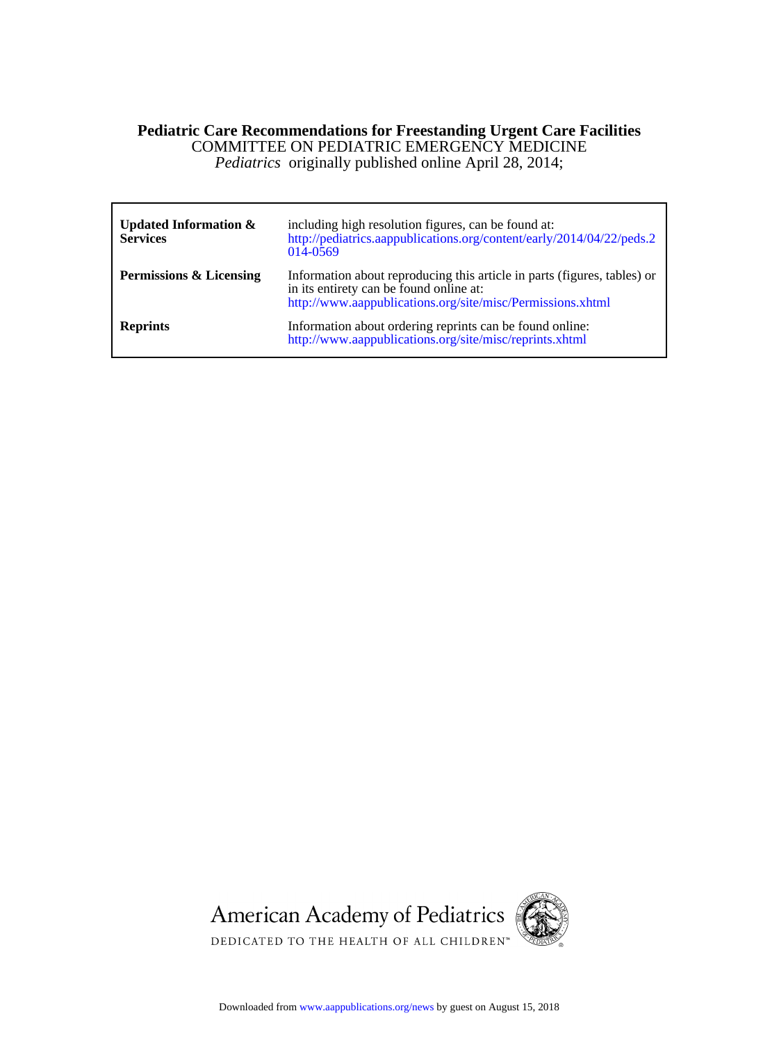**Pediatric Care Recommendations for Freestanding Urgent Care Facilities**
COMMITTEE ON PEDIATRIC EMERGENCY MEDICINE
*Pediatrics* originally published online April 28, 2014;

| | |
|---|---|
| **Updated Information & Services** | including high resolution figures, can be found at: http://pediatrics.aappublications.org/content/early/2014/04/22/peds.2014-0569 |
| **Permissions & Licensing** | Information about reproducing this article in parts (figures, tables) or in its entirety can be found online at: http://www.aappublications.org/site/misc/Permissions.xhtml |
| **Reprints** | Information about ordering reprints can be found online: http://www.aappublications.org/site/misc/reprints.xhtml |

American Academy of Pediatrics
DEDICATED TO THE HEALTH OF ALL CHILDREN™

Downloaded from www.aappublications.org/news by guest on August 15, 2018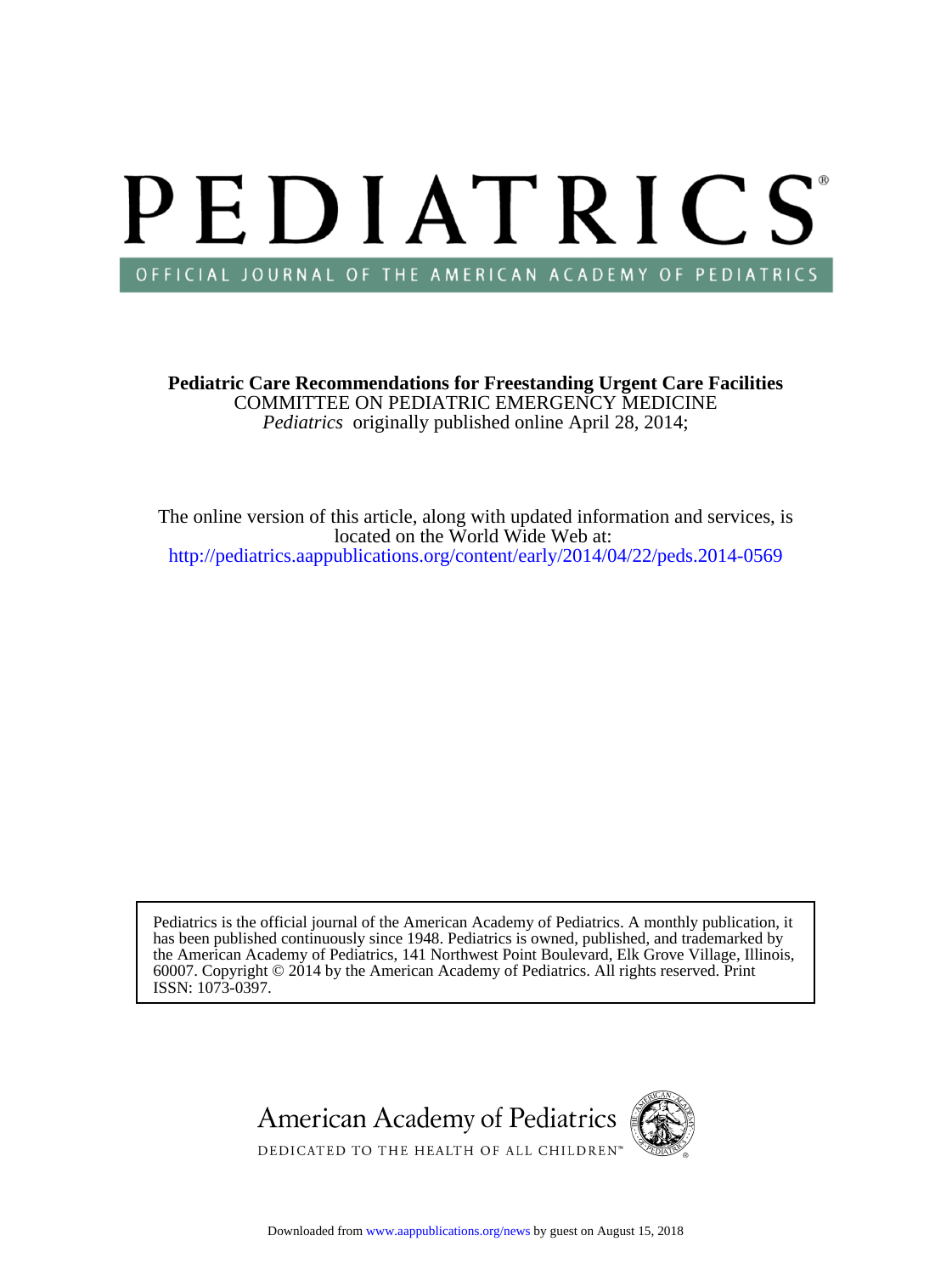# PEDIATRICS

OFFICIAL JOURNAL OF THE AMERICAN ACADEMY OF PEDIATRICS

**Pediatric Care Recommendations for Freestanding Urgent Care Facilities**
COMMITTEE ON PEDIATRIC EMERGENCY MEDICINE
*Pediatrics* originally published online April 28, 2014;

The online version of this article, along with updated information and services, is located on the World Wide Web at:
http://pediatrics.aappublications.org/content/early/2014/04/22/peds.2014-0569

Pediatrics is the official journal of the American Academy of Pediatrics. A monthly publication, it has been published continuously since 1948. Pediatrics is owned, published, and trademarked by the American Academy of Pediatrics, 141 Northwest Point Boulevard, Elk Grove Village, Illinois, 60007. Copyright © 2014 by the American Academy of Pediatrics. All rights reserved. Print ISSN: 1073-0397.

American Academy of Pediatrics
DEDICATED TO THE HEALTH OF ALL CHILDREN™

Downloaded from www.aappublications.org/news by guest on August 15, 2018